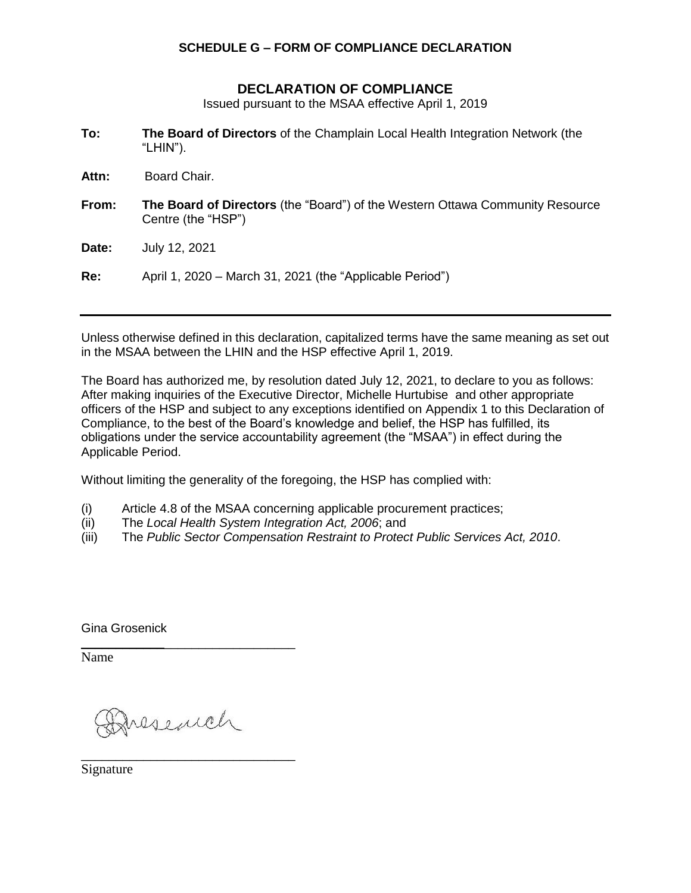**SCHEDULE G – FORM OF COMPLIANCE DECLARATION**

## DECLARATION OF COMPLIANCE

Issued pursuant to the MSAA effective April 1, 2019

**To:** **The Board of Directors** of the Champlain Local Health Integration Network (the "LHIN").

**Attn:** Board Chair.

**From:** **The Board of Directors** (the "Board") of the Western Ottawa Community Resource Centre (the "HSP")

**Date:** July 12, 2021

**Re:** April 1, 2020 – March 31, 2021 (the "Applicable Period")

---

Unless otherwise defined in this declaration, capitalized terms have the same meaning as set out in the MSAA between the LHIN and the HSP effective April 1, 2019.

The Board has authorized me, by resolution dated July 12, 2021, to declare to you as follows: After making inquiries of the Executive Director, Michelle Hurtubise and other appropriate officers of the HSP and subject to any exceptions identified on Appendix 1 to this Declaration of Compliance, to the best of the Board's knowledge and belief, the HSP has fulfilled, its obligations under the service accountability agreement (the "MSAA") in effect during the Applicable Period.

Without limiting the generality of the foregoing, the HSP has complied with:

(i) Article 4.8 of the MSAA concerning applicable procurement practices;
(ii) The *Local Health System Integration Act, 2006*; and
(iii) The *Public Sector Compensation Restraint to Protect Public Services Act, 2010*.

Gina Grosenick

Name

Grosenick

Signature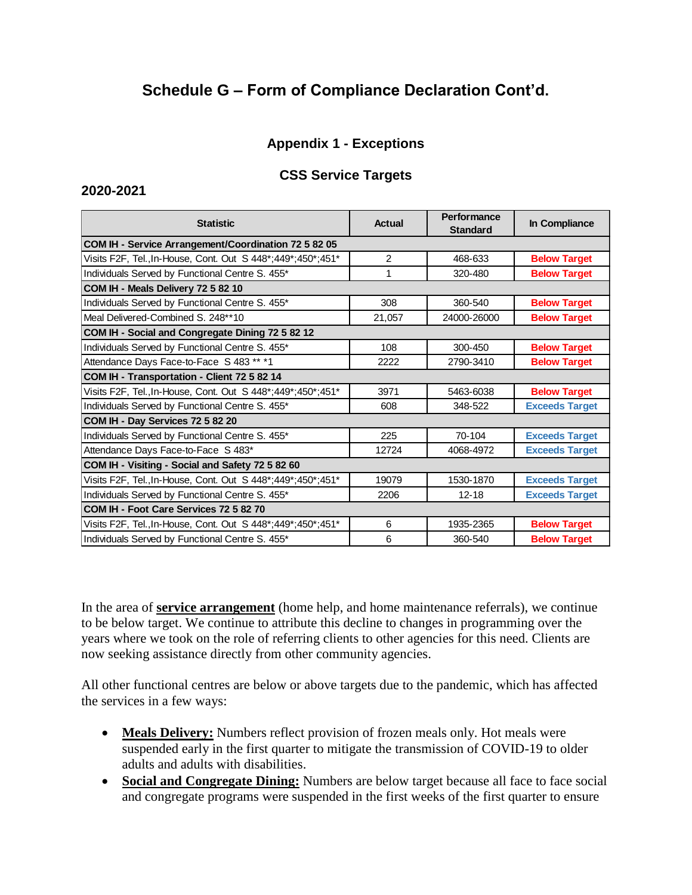## Schedule G – Form of Compliance Declaration Cont'd.

### Appendix 1 - Exceptions

### CSS Service Targets

**2020-2021**

| Statistic | Actual | Performance Standard | In Compliance |
|---|---|---|---|
| **COM IH - Service Arrangement/Coordination 72 5 82 05** | | | |
| Visits F2F, Tel.,In-House, Cont. Out S 448*;449*;450*;451* | 2 | 468-633 | Below Target |
| Individuals Served by Functional Centre S. 455* | 1 | 320-480 | Below Target |
| **COM IH - Meals Delivery 72 5 82 10** | | | |
| Individuals Served by Functional Centre S. 455* | 308 | 360-540 | Below Target |
| Meal Delivered-Combined S. 248**10 | 21,057 | 24000-26000 | Below Target |
| **COM IH - Social and Congregate Dining 72 5 82 12** | | | |
| Individuals Served by Functional Centre S. 455* | 108 | 300-450 | Below Target |
| Attendance Days Face-to-Face S 483 ** *1 | 2222 | 2790-3410 | Below Target |
| **COM IH - Transportation - Client 72 5 82 14** | | | |
| Visits F2F, Tel.,In-House, Cont. Out S 448*;449*;450*;451* | 3971 | 5463-6038 | Below Target |
| Individuals Served by Functional Centre S. 455* | 608 | 348-522 | Exceeds Target |
| **COM IH - Day Services 72 5 82 20** | | | |
| Individuals Served by Functional Centre S. 455* | 225 | 70-104 | Exceeds Target |
| Attendance Days Face-to-Face S 483* | 12724 | 4068-4972 | Exceeds Target |
| **COM IH - Visiting - Social and Safety 72 5 82 60** | | | |
| Visits F2F, Tel.,In-House, Cont. Out S 448*;449*;450*;451* | 19079 | 1530-1870 | Exceeds Target |
| Individuals Served by Functional Centre S. 455* | 2206 | 12-18 | Exceeds Target |
| **COM IH - Foot Care Services 72 5 82 70** | | | |
| Visits F2F, Tel.,In-House, Cont. Out S 448*;449*;450*;451* | 6 | 1935-2365 | Below Target |
| Individuals Served by Functional Centre S. 455* | 6 | 360-540 | Below Target |

In the area of **service arrangement** (home help, and home maintenance referrals), we continue to be below target. We continue to attribute this decline to changes in programming over the years where we took on the role of referring clients to other agencies for this need. Clients are now seeking assistance directly from other community agencies.

All other functional centres are below or above targets due to the pandemic, which has affected the services in a few ways:

- **Meals Delivery:** Numbers reflect provision of frozen meals only. Hot meals were suspended early in the first quarter to mitigate the transmission of COVID-19 to older adults and adults with disabilities.
- **Social and Congregate Dining:** Numbers are below target because all face to face social and congregate programs were suspended in the first weeks of the first quarter to ensure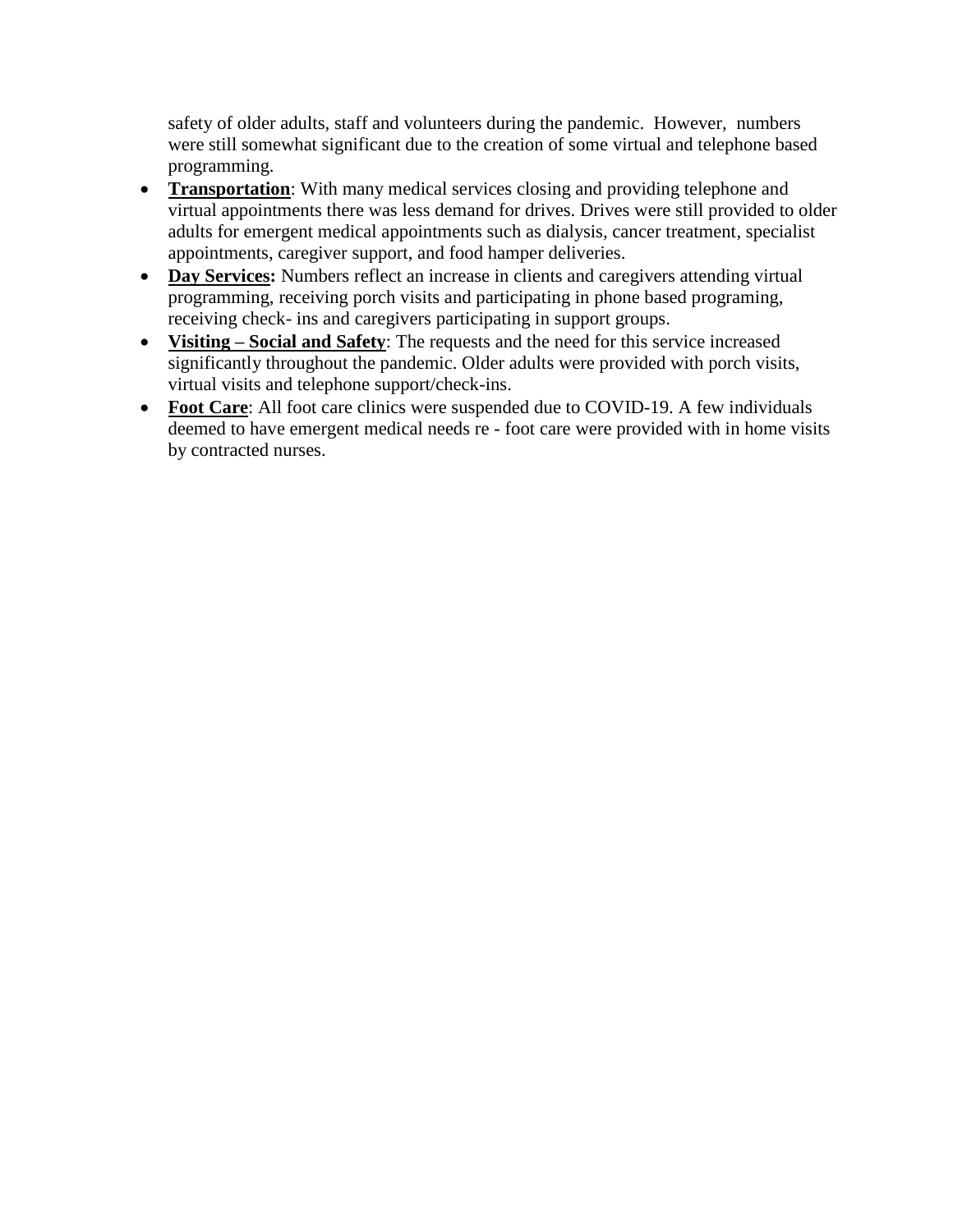safety of older adults, staff and volunteers during the pandemic. However, numbers were still somewhat significant due to the creation of some virtual and telephone based programming.

- **Transportation**: With many medical services closing and providing telephone and virtual appointments there was less demand for drives. Drives were still provided to older adults for emergent medical appointments such as dialysis, cancer treatment, specialist appointments, caregiver support, and food hamper deliveries.
- **Day Services:** Numbers reflect an increase in clients and caregivers attending virtual programming, receiving porch visits and participating in phone based programing, receiving check- ins and caregivers participating in support groups.
- **Visiting – Social and Safety**: The requests and the need for this service increased significantly throughout the pandemic. Older adults were provided with porch visits, virtual visits and telephone support/check-ins.
- **Foot Care**: All foot care clinics were suspended due to COVID-19. A few individuals deemed to have emergent medical needs re - foot care were provided with in home visits by contracted nurses.